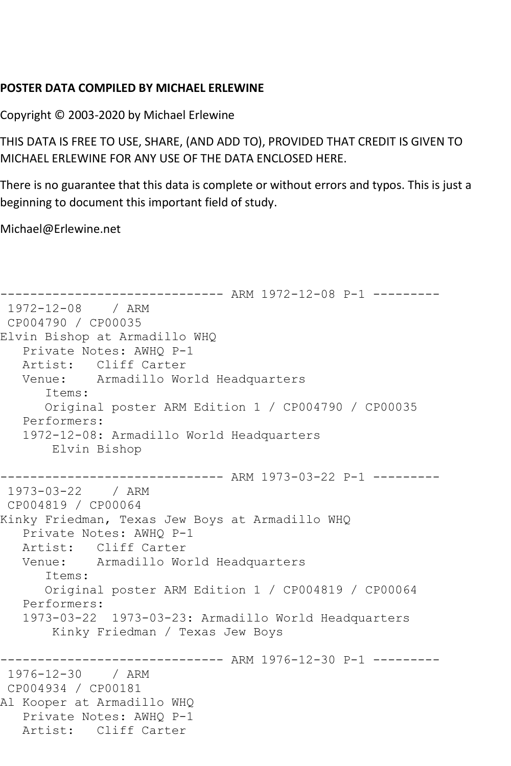**POSTER DATA COMPILED BY MICHAEL ERLEWINE**

Copyright © 2003-2020 by Michael Erlewine

THIS DATA IS FREE TO USE, SHARE, (AND ADD TO), PROVIDED THAT CREDIT IS GIVEN TO MICHAEL ERLEWINE FOR ANY USE OF THE DATA ENCLOSED HERE.

There is no guarantee that this data is complete or without errors and typos. This is just a beginning to document this important field of study.

Michael@Erlewine.net

```
------------------------------ ARM 1972-12-08 P-1 ---------
 1972-12-08    / ARM
 CP004790 / CP00035
Elvin Bishop at Armadillo WHQ
   Private Notes: AWHQ P-1
   Artist:   Cliff Carter
   Venue:    Armadillo World Headquarters
      Items:
      Original poster ARM Edition 1 / CP004790 / CP00035
   Performers:
   1972-12-08: Armadillo World Headquarters
       Elvin Bishop

------------------------------ ARM 1973-03-22 P-1 ---------
 1973-03-22    / ARM
 CP004819 / CP00064
Kinky Friedman, Texas Jew Boys at Armadillo WHQ
   Private Notes: AWHQ P-1
   Artist:   Cliff Carter
   Venue:    Armadillo World Headquarters
      Items:
      Original poster ARM Edition 1 / CP004819 / CP00064
   Performers:
   1973-03-22  1973-03-23: Armadillo World Headquarters
       Kinky Friedman / Texas Jew Boys

------------------------------ ARM 1976-12-30 P-1 ---------
 1976-12-30    / ARM
 CP004934 / CP00181
Al Kooper at Armadillo WHQ
   Private Notes: AWHQ P-1
   Artist:   Cliff Carter
```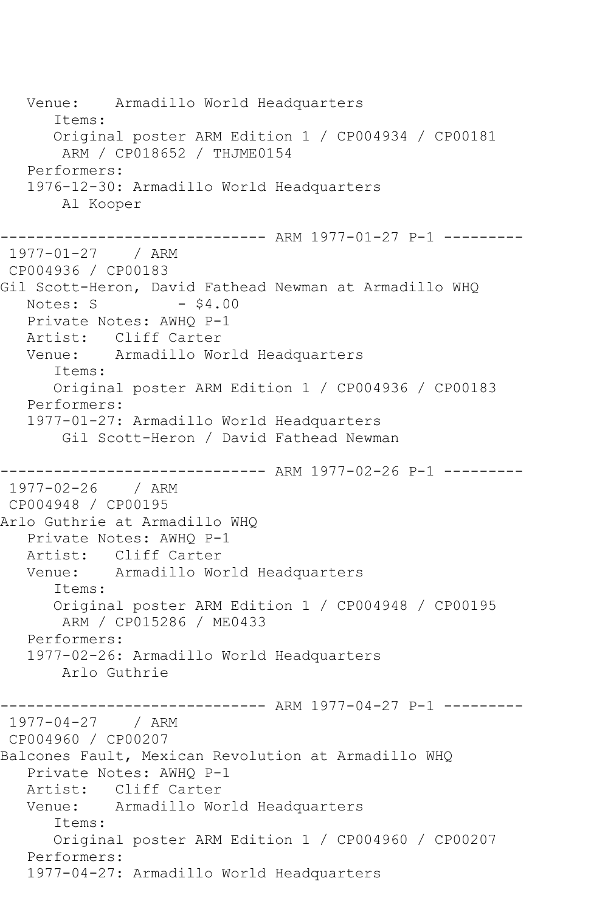```
   Venue:    Armadillo World Headquarters
      Items:
      Original poster ARM Edition 1 / CP004934 / CP00181
       ARM / CP018652 / THJME0154
   Performers:
   1976-12-30: Armadillo World Headquarters
       Al Kooper

------------------------------ ARM 1977-01-27 P-1 ---------
 1977-01-27    / ARM
 CP004936 / CP00183
Gil Scott-Heron, David Fathead Newman at Armadillo WHQ
   Notes: S          - $4.00
   Private Notes: AWHQ P-1
   Artist:   Cliff Carter
   Venue:    Armadillo World Headquarters
      Items:
      Original poster ARM Edition 1 / CP004936 / CP00183
   Performers:
   1977-01-27: Armadillo World Headquarters
       Gil Scott-Heron / David Fathead Newman

------------------------------ ARM 1977-02-26 P-1 ---------
 1977-02-26    / ARM
 CP004948 / CP00195
Arlo Guthrie at Armadillo WHQ
   Private Notes: AWHQ P-1
   Artist:   Cliff Carter
   Venue:    Armadillo World Headquarters
      Items:
      Original poster ARM Edition 1 / CP004948 / CP00195
       ARM / CP015286 / ME0433
   Performers:
   1977-02-26: Armadillo World Headquarters
       Arlo Guthrie

------------------------------ ARM 1977-04-27 P-1 ---------
 1977-04-27    / ARM
 CP004960 / CP00207
Balcones Fault, Mexican Revolution at Armadillo WHQ
   Private Notes: AWHQ P-1
   Artist:   Cliff Carter
   Venue:    Armadillo World Headquarters
      Items:
      Original poster ARM Edition 1 / CP004960 / CP00207
   Performers:
   1977-04-27: Armadillo World Headquarters
```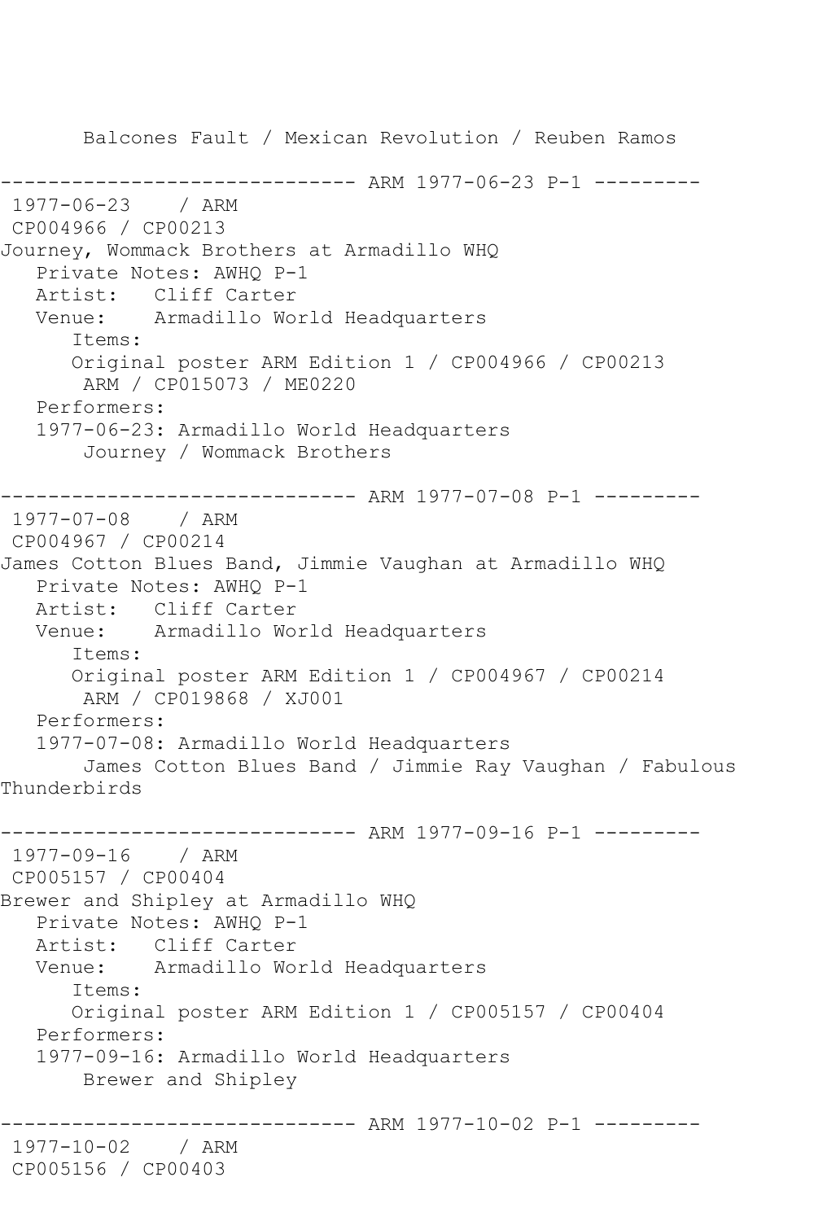Balcones Fault / Mexican Revolution / Reuben Ramos

------------------------------ ARM 1977-06-23 P-1 ---------
1977-06-23 / ARM
CP004966 / CP00213
Journey, Wommack Brothers at Armadillo WHQ
Private Notes: AWHQ P-1
Artist: Cliff Carter
Venue: Armadillo World Headquarters
Items:
Original poster ARM Edition 1 / CP004966 / CP00213
ARM / CP015073 / ME0220
Performers:
1977-06-23: Armadillo World Headquarters
Journey / Wommack Brothers

------------------------------ ARM 1977-07-08 P-1 ---------
1977-07-08 / ARM
CP004967 / CP00214
James Cotton Blues Band, Jimmie Vaughan at Armadillo WHQ
Private Notes: AWHQ P-1
Artist: Cliff Carter
Venue: Armadillo World Headquarters
Items:
Original poster ARM Edition 1 / CP004967 / CP00214
ARM / CP019868 / XJ001
Performers:
1977-07-08: Armadillo World Headquarters
James Cotton Blues Band / Jimmie Ray Vaughan / Fabulous Thunderbirds

------------------------------ ARM 1977-09-16 P-1 ---------
1977-09-16 / ARM
CP005157 / CP00404
Brewer and Shipley at Armadillo WHQ
Private Notes: AWHQ P-1
Artist: Cliff Carter
Venue: Armadillo World Headquarters
Items:
Original poster ARM Edition 1 / CP005157 / CP00404
Performers:
1977-09-16: Armadillo World Headquarters
Brewer and Shipley

------------------------------ ARM 1977-10-02 P-1 ---------
1977-10-02 / ARM
CP005156 / CP00403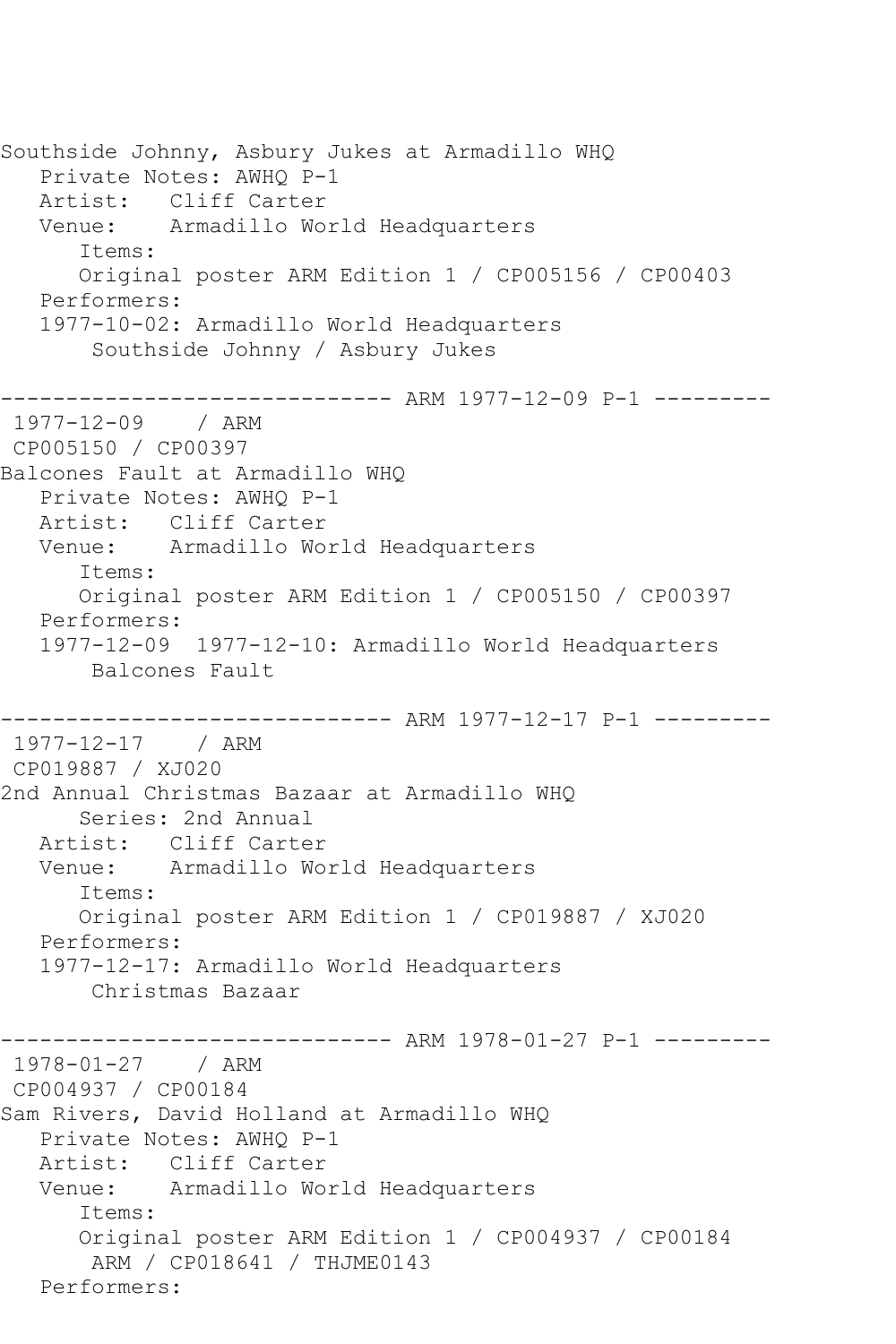Southside Johnny, Asbury Jukes at Armadillo WHQ
   Private Notes: AWHQ P-1
   Artist:   Cliff Carter
   Venue:    Armadillo World Headquarters
      Items:
      Original poster ARM Edition 1 / CP005156 / CP00403
   Performers:
   1977-10-02: Armadillo World Headquarters
       Southside Johnny / Asbury Jukes

------------------------------ ARM 1977-12-09 P-1 ---------
 1977-12-09    / ARM
 CP005150 / CP00397
Balcones Fault at Armadillo WHQ
   Private Notes: AWHQ P-1
   Artist:   Cliff Carter
   Venue:    Armadillo World Headquarters
      Items:
      Original poster ARM Edition 1 / CP005150 / CP00397
   Performers:
   1977-12-09  1977-12-10: Armadillo World Headquarters
       Balcones Fault

------------------------------ ARM 1977-12-17 P-1 ---------
 1977-12-17    / ARM
 CP019887 / XJ020
2nd Annual Christmas Bazaar at Armadillo WHQ
      Series: 2nd Annual
   Artist:   Cliff Carter
   Venue:    Armadillo World Headquarters
      Items:
      Original poster ARM Edition 1 / CP019887 / XJ020
   Performers:
   1977-12-17: Armadillo World Headquarters
       Christmas Bazaar

------------------------------ ARM 1978-01-27 P-1 ---------
 1978-01-27    / ARM
 CP004937 / CP00184
Sam Rivers, David Holland at Armadillo WHQ
   Private Notes: AWHQ P-1
   Artist:   Cliff Carter
   Venue:    Armadillo World Headquarters
      Items:
      Original poster ARM Edition 1 / CP004937 / CP00184
       ARM / CP018641 / THJME0143
   Performers: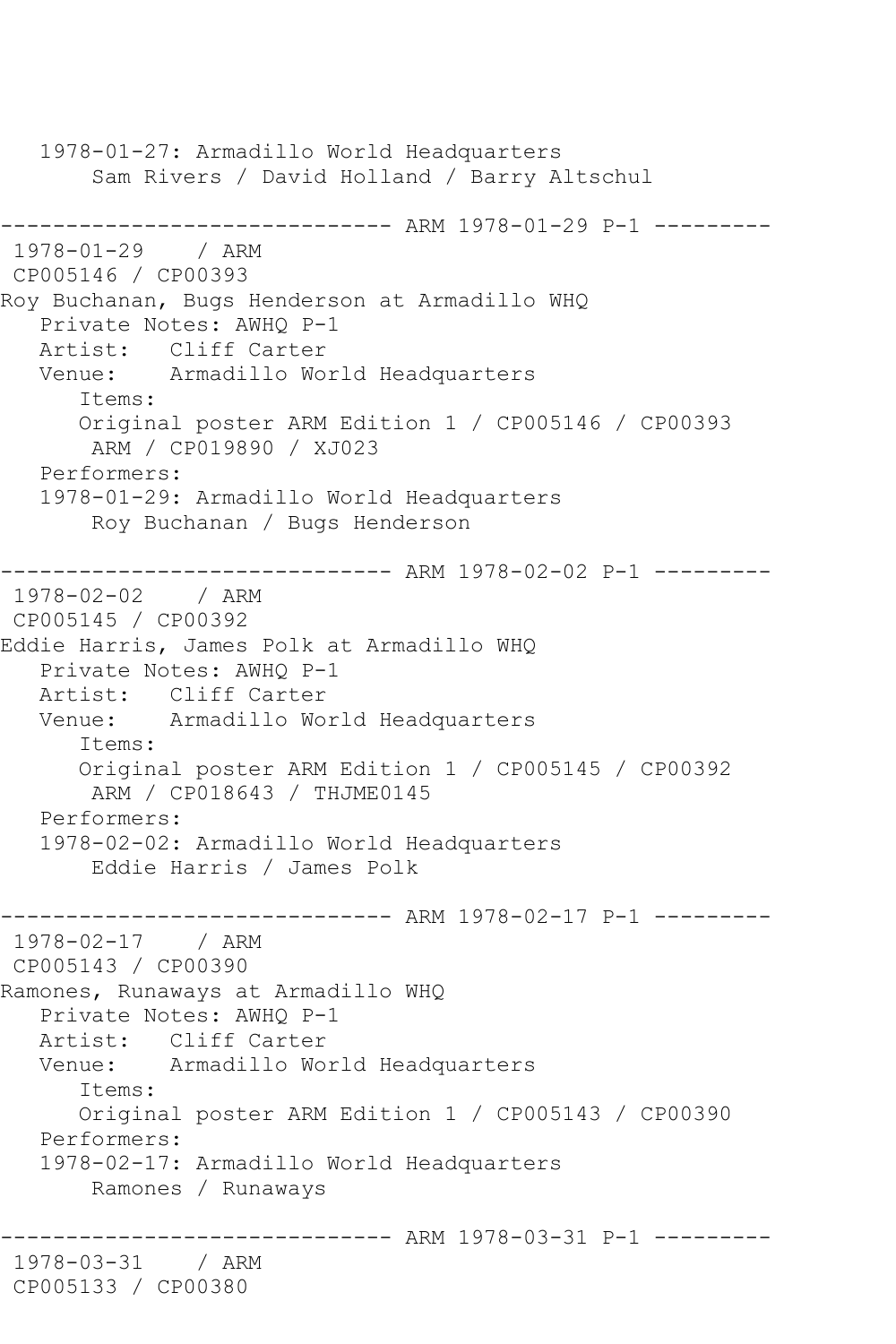1978-01-27: Armadillo World Headquarters
        Sam Rivers / David Holland / Barry Altschul

------------------------------ ARM 1978-01-29 P-1 ---------

1978-01-29 / ARM
CP005146 / CP00393
Roy Buchanan, Bugs Henderson at Armadillo WHQ
   Private Notes: AWHQ P-1
   Artist: Cliff Carter
   Venue: Armadillo World Headquarters
      Items:
      Original poster ARM Edition 1 / CP005146 / CP00393
       ARM / CP019890 / XJ023
   Performers:
   1978-01-29: Armadillo World Headquarters
        Roy Buchanan / Bugs Henderson

------------------------------ ARM 1978-02-02 P-1 ---------

1978-02-02 / ARM
CP005145 / CP00392
Eddie Harris, James Polk at Armadillo WHQ
   Private Notes: AWHQ P-1
   Artist: Cliff Carter
   Venue: Armadillo World Headquarters
      Items:
      Original poster ARM Edition 1 / CP005145 / CP00392
       ARM / CP018643 / THJME0145
   Performers:
   1978-02-02: Armadillo World Headquarters
        Eddie Harris / James Polk

------------------------------ ARM 1978-02-17 P-1 ---------

1978-02-17 / ARM
CP005143 / CP00390
Ramones, Runaways at Armadillo WHQ
   Private Notes: AWHQ P-1
   Artist: Cliff Carter
   Venue: Armadillo World Headquarters
      Items:
      Original poster ARM Edition 1 / CP005143 / CP00390
   Performers:
   1978-02-17: Armadillo World Headquarters
        Ramones / Runaways

------------------------------ ARM 1978-03-31 P-1 ---------

1978-03-31 / ARM
CP005133 / CP00380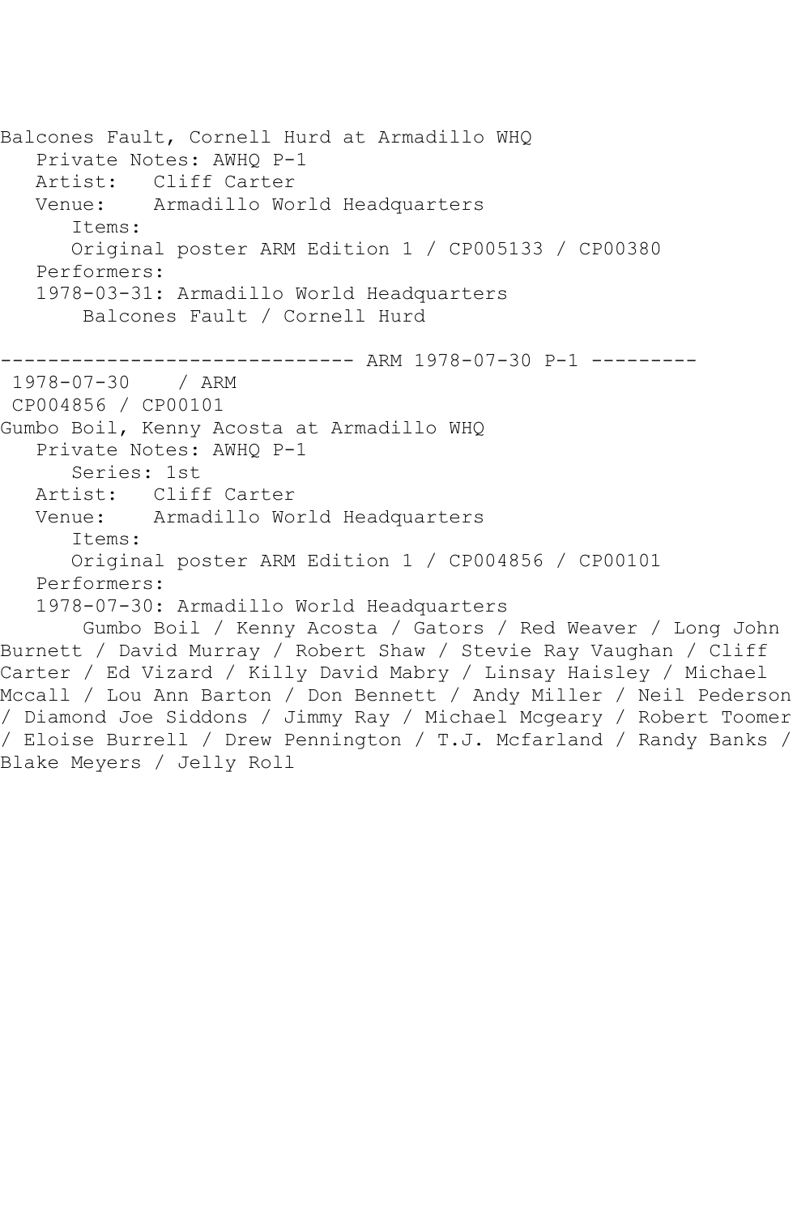Balcones Fault, Cornell Hurd at Armadillo WHQ

Private Notes: AWHQ P-1

Artist: Cliff Carter

Venue: Armadillo World Headquarters

Items:

Original poster ARM Edition 1 / CP005133 / CP00380

Performers:

1978-03-31: Armadillo World Headquarters

Balcones Fault / Cornell Hurd

------------------------------ ARM 1978-07-30 P-1 ---------

1978-07-30 / ARM

CP004856 / CP00101

Gumbo Boil, Kenny Acosta at Armadillo WHQ

Private Notes: AWHQ P-1

Series: 1st

Artist: Cliff Carter

Venue: Armadillo World Headquarters

Items:

Original poster ARM Edition 1 / CP004856 / CP00101

Performers:

1978-07-30: Armadillo World Headquarters

Gumbo Boil / Kenny Acosta / Gators / Red Weaver / Long John Burnett / David Murray / Robert Shaw / Stevie Ray Vaughan / Cliff Carter / Ed Vizard / Killy David Mabry / Linsay Haisley / Michael Mccall / Lou Ann Barton / Don Bennett / Andy Miller / Neil Pederson / Diamond Joe Siddons / Jimmy Ray / Michael Mcgeary / Robert Toomer / Eloise Burrell / Drew Pennington / T.J. Mcfarland / Randy Banks / Blake Meyers / Jelly Roll